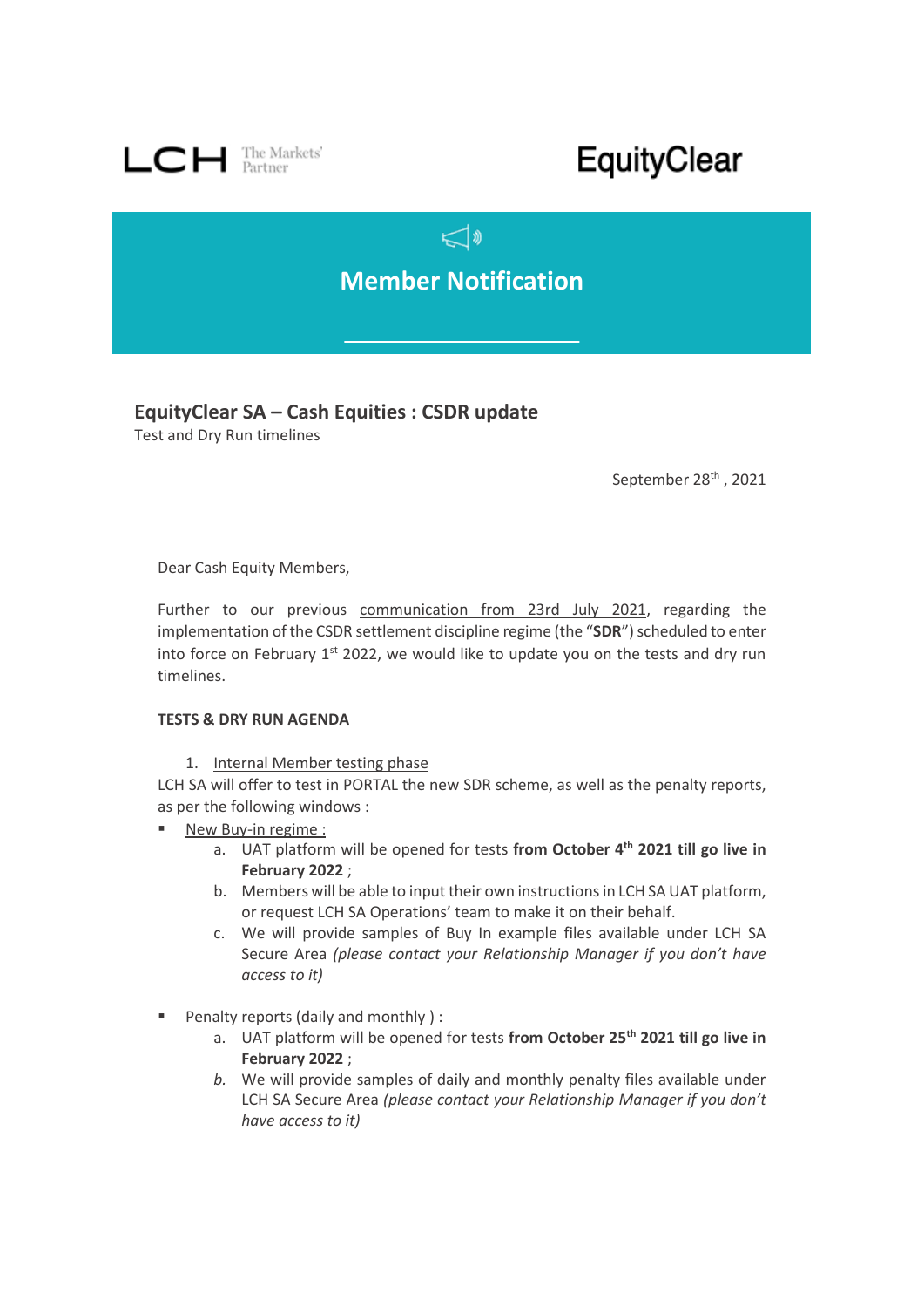LCH The Markets' Partner

EquityClear

# Member Notification

## EquityClear SA – Cash Equities : CSDR update

Test and Dry Run timelines

September 28th , 2021

Dear Cash Equity Members,

Further to our previous communication from 23rd July 2021, regarding the implementation of the CSDR settlement discipline regime (the "**SDR**") scheduled to enter into force on February 1st 2022, we would like to update you on the tests and dry run timelines.

**TESTS & DRY RUN AGENDA**

1. Internal Member testing phase

LCH SA will offer to test in PORTAL the new SDR scheme, as well as the penalty reports, as per the following windows :

- New Buy-in regime :
  a. UAT platform will be opened for tests **from October 4th 2021 till go live in February 2022** ;
  b. Members will be able to input their own instructions in LCH SA UAT platform, or request LCH SA Operations' team to make it on their behalf.
  c. We will provide samples of Buy In example files available under LCH SA Secure Area *(please contact your Relationship Manager if you don't have access to it)*

- Penalty reports (daily and monthly ) :
  a. UAT platform will be opened for tests **from October 25th 2021 till go live in February 2022** ;
  b. We will provide samples of daily and monthly penalty files available under LCH SA Secure Area *(please contact your Relationship Manager if you don't have access to it)*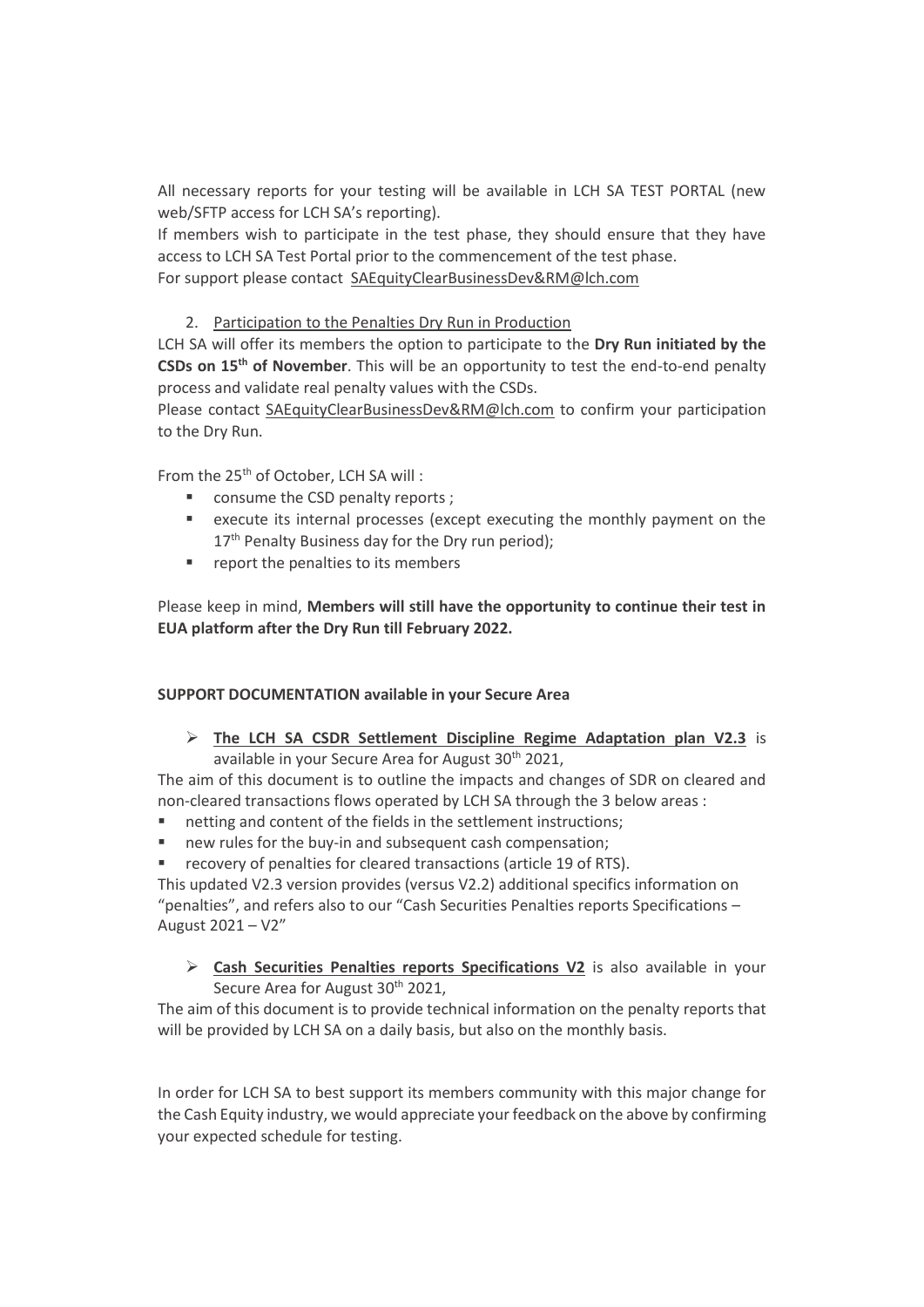All necessary reports for your testing will be available in LCH SA TEST PORTAL (new web/SFTP access for LCH SA's reporting).
If members wish to participate in the test phase, they should ensure that they have access to LCH SA Test Portal prior to the commencement of the test phase.
For support please contact SAEquityClearBusinessDev&RM@lch.com

2. Participation to the Penalties Dry Run in Production

LCH SA will offer its members the option to participate to the **Dry Run initiated by the CSDs on 15th of November**. This will be an opportunity to test the end-to-end penalty process and validate real penalty values with the CSDs.
Please contact SAEquityClearBusinessDev&RM@lch.com to confirm your participation to the Dry Run.

From the 25th of October, LCH SA will :

- consume the CSD penalty reports ;
- execute its internal processes (except executing the monthly payment on the 17th Penalty Business day for the Dry run period);
- report the penalties to its members

Please keep in mind, **Members will still have the opportunity to continue their test in EUA platform after the Dry Run till February 2022.**

**SUPPORT DOCUMENTATION available in your Secure Area**

- **The LCH SA CSDR Settlement Discipline Regime Adaptation plan V2.3** is available in your Secure Area for August 30th 2021,

The aim of this document is to outline the impacts and changes of SDR on cleared and non-cleared transactions flows operated by LCH SA through the 3 below areas :

- netting and content of the fields in the settlement instructions;
- new rules for the buy-in and subsequent cash compensation;
- recovery of penalties for cleared transactions (article 19 of RTS).

This updated V2.3 version provides (versus V2.2) additional specifics information on "penalties", and refers also to our "Cash Securities Penalties reports Specifications – August 2021 – V2"

- **Cash Securities Penalties reports Specifications V2** is also available in your Secure Area for August 30th 2021,

The aim of this document is to provide technical information on the penalty reports that will be provided by LCH SA on a daily basis, but also on the monthly basis.

In order for LCH SA to best support its members community with this major change for the Cash Equity industry, we would appreciate your feedback on the above by confirming your expected schedule for testing.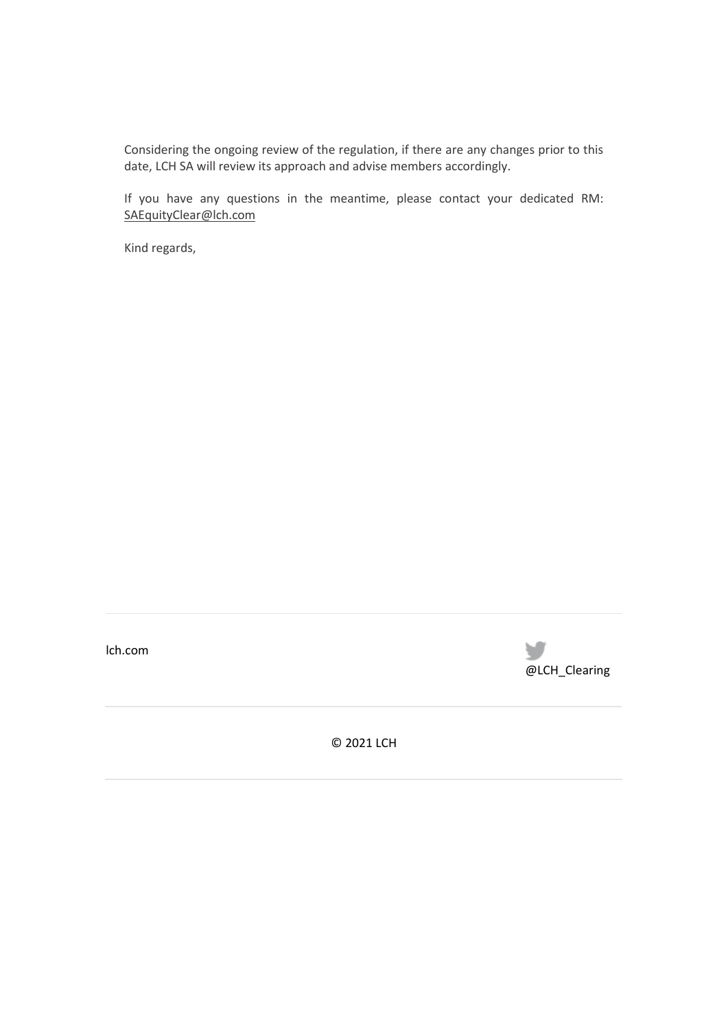Considering the ongoing review of the regulation, if there are any changes prior to this date, LCH SA will review its approach and advise members accordingly.

If you have any questions in the meantime, please contact your dedicated RM: SAEquityClear@lch.com

Kind regards,

lch.com

@LCH_Clearing

© 2021 LCH